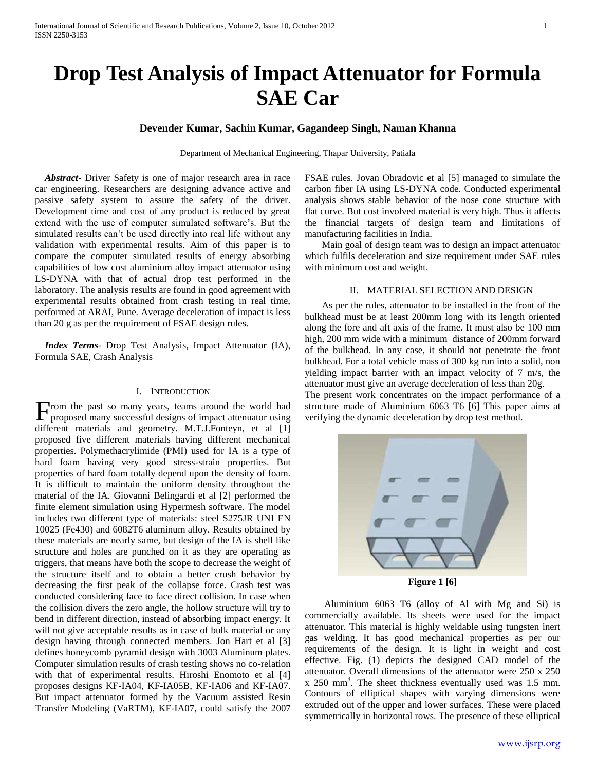# Drop Test Analysis of Impact Attenuator for Formula SAE Car

**Devender Kumar, Sachin Kumar, Gagandeep Singh, Naman Khanna**

Department of Mechanical Engineering, Thapar University, Patiala

***Abstract***- Driver Safety is one of major research area in race car engineering. Researchers are designing advance active and passive safety system to assure the safety of the driver. Development time and cost of any product is reduced by great extend with the use of computer simulated software's. But the simulated results can't be used directly into real life without any validation with experimental results. Aim of this paper is to compare the computer simulated results of energy absorbing capabilities of low cost aluminium alloy impact attenuator using LS-DYNA with that of actual drop test performed in the laboratory. The analysis results are found in good agreement with experimental results obtained from crash testing in real time, performed at ARAI, Pune. Average deceleration of impact is less than 20 g as per the requirement of FSAE design rules.

***Index Terms***- Drop Test Analysis, Impact Attenuator (IA), Formula SAE, Crash Analysis

## I. Introduction

From the past so many years, teams around the world had proposed many successful designs of impact attenuator using different materials and geometry. M.T.J.Fonteyn, et al [1] proposed five different materials having different mechanical properties. Polymethacrylimide (PMI) used for IA is a type of hard foam having very good stress-strain properties. But properties of hard foam totally depend upon the density of foam. It is difficult to maintain the uniform density throughout the material of the IA. Giovanni Belingardi et al [2] performed the finite element simulation using Hypermesh software. The model includes two different type of materials: steel S275JR UNI EN 10025 (Fe430) and 6082T6 aluminum alloy. Results obtained by these materials are nearly same, but design of the IA is shell like structure and holes are punched on it as they are operating as triggers, that means have both the scope to decrease the weight of the structure itself and to obtain a better crush behavior by decreasing the first peak of the collapse force. Crash test was conducted considering face to face direct collision. In case when the collision divers the zero angle, the hollow structure will try to bend in different direction, instead of absorbing impact energy. It will not give acceptable results as in case of bulk material or any design having through connected members. Jon Hart et al [3] defines honeycomb pyramid design with 3003 Aluminum plates. Computer simulation results of crash testing shows no co-relation with that of experimental results. Hiroshi Enomoto et al [4] proposes designs KF-IA04, KF-IA05B, KF-IA06 and KF-IA07. But impact attenuator formed by the Vacuum assisted Resin Transfer Modeling (VaRTM), KF-IA07, could satisfy the 2007 FSAE rules. Jovan Obradovic et al [5] managed to simulate the carbon fiber IA using LS-DYNA code. Conducted experimental analysis shows stable behavior of the nose cone structure with flat curve. But cost involved material is very high. Thus it affects the financial targets of design team and limitations of manufacturing facilities in India.

Main goal of design team was to design an impact attenuator which fulfils deceleration and size requirement under SAE rules with minimum cost and weight.

## II. Material Selection and Design

As per the rules, attenuator to be installed in the front of the bulkhead must be at least 200mm long with its length oriented along the fore and aft axis of the frame. It must also be 100 mm high, 200 mm wide with a minimum distance of 200mm forward of the bulkhead. In any case, it should not penetrate the front bulkhead. For a total vehicle mass of 300 kg run into a solid, non yielding impact barrier with an impact velocity of 7 m/s, the attenuator must give an average deceleration of less than 20g.

The present work concentrates on the impact performance of a structure made of Aluminium 6063 T6 [6] This paper aims at verifying the dynamic deceleration by drop test method.

**Figure 1 [6]**

Aluminium 6063 T6 (alloy of Al with Mg and Si) is commercially available. Its sheets were used for the impact attenuator. This material is highly weldable using tungsten inert gas welding. It has good mechanical properties as per our requirements of the design. It is light in weight and cost effective. Fig. (1) depicts the designed CAD model of the attenuator. Overall dimensions of the attenuator were 250 x 250 x 250 $mm^3$. The sheet thickness eventually used was 1.5 mm. Contours of elliptical shapes with varying dimensions were extruded out of the upper and lower surfaces. These were placed symmetrically in horizontal rows. The presence of these elliptical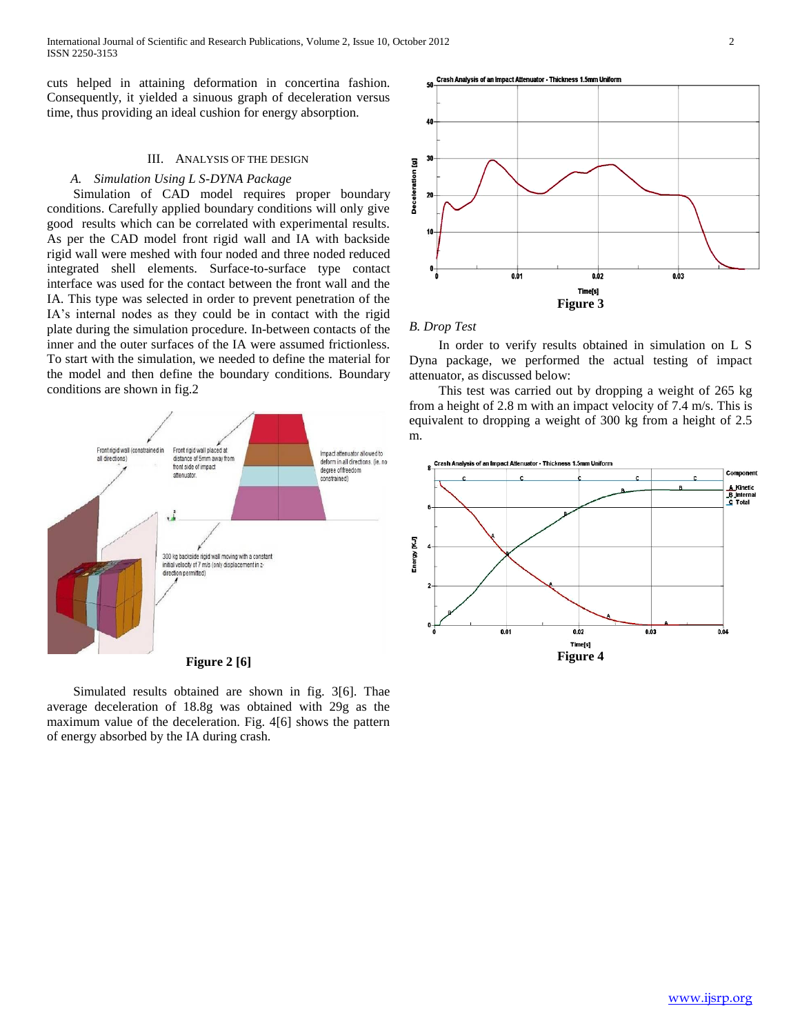cuts helped in attaining deformation in concertina fashion. Consequently, it yielded a sinuous graph of deceleration versus time, thus providing an ideal cushion for energy absorption.

## III. Analysis of the Design

### *A. Simulation Using L S-DYNA Package*

Simulation of CAD model requires proper boundary conditions. Carefully applied boundary conditions will only give good results which can be correlated with experimental results. As per the CAD model front rigid wall and IA with backside rigid wall were meshed with four noded and three noded reduced integrated shell elements. Surface-to-surface type contact interface was used for the contact between the front wall and the IA. This type was selected in order to prevent penetration of the IA's internal nodes as they could be in contact with the rigid plate during the simulation procedure. In-between contacts of the inner and the outer surfaces of the IA were assumed frictionless. To start with the simulation, we needed to define the material for the model and then define the boundary conditions. Boundary conditions are shown in fig.2

**Figure 2 [6]**

Simulated results obtained are shown in fig. 3[6]. Thae average deceleration of 18.8g was obtained with 29g as the maximum value of the deceleration. Fig. 4[6] shows the pattern of energy absorbed by the IA during crash.

**Figure 3**

### *B. Drop Test*

In order to verify results obtained in simulation on L S Dyna package, we performed the actual testing of impact attenuator, as discussed below:

This test was carried out by dropping a weight of 265 kg from a height of 2.8 m with an impact velocity of 7.4 m/s. This is equivalent to dropping a weight of 300 kg from a height of 2.5 m.

**Figure 4**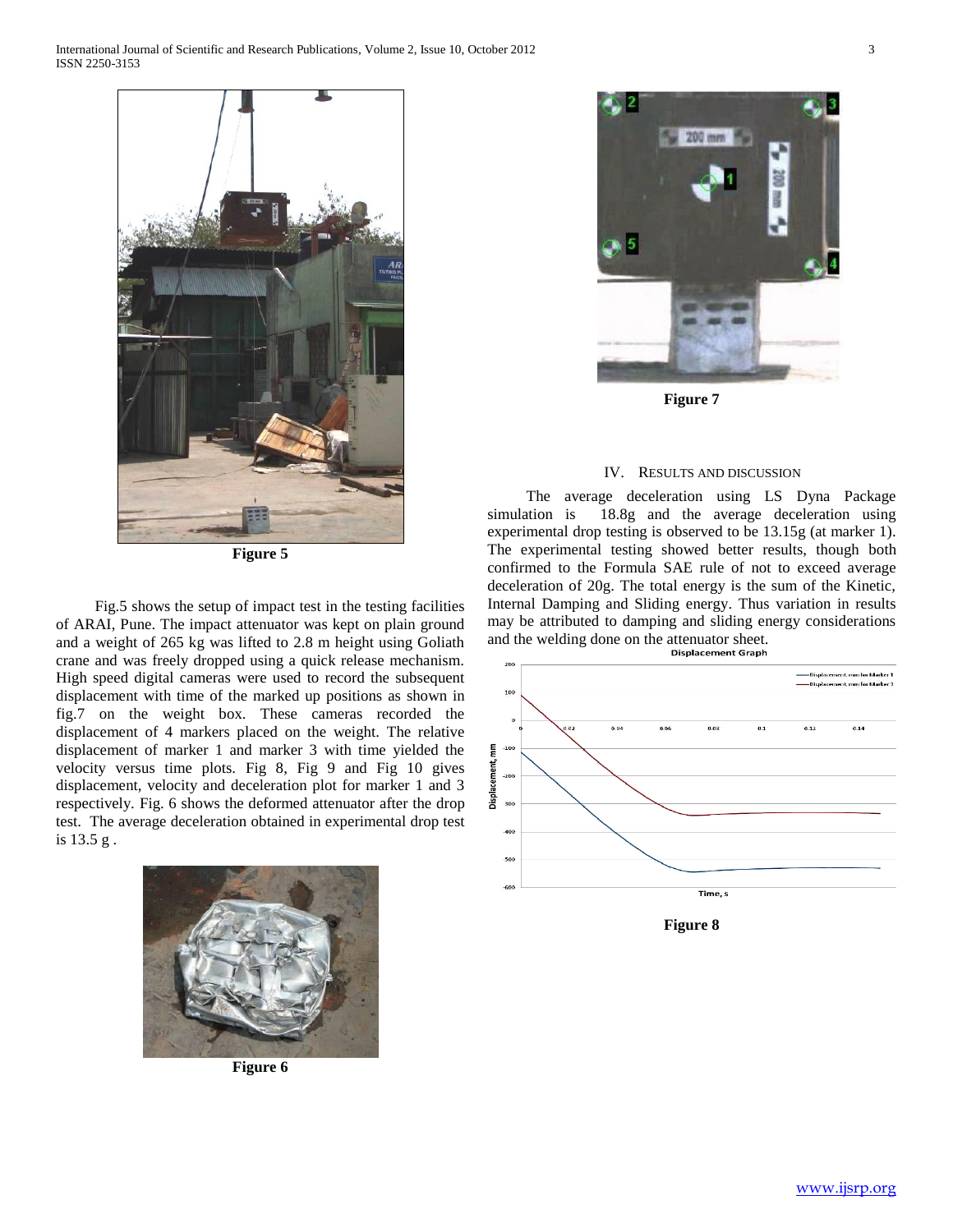Figure 5

Fig.5 shows the setup of impact test in the testing facilities of ARAI, Pune. The impact attenuator was kept on plain ground and a weight of 265 kg was lifted to 2.8 m height using Goliath crane and was freely dropped using a quick release mechanism. High speed digital cameras were used to record the subsequent displacement with time of the marked up positions as shown in fig.7 on the weight box. These cameras recorded the displacement of 4 markers placed on the weight. The relative displacement of marker 1 and marker 3 with time yielded the velocity versus time plots. Fig 8, Fig 9 and Fig 10 gives displacement, velocity and deceleration plot for marker 1 and 3 respectively. Fig. 6 shows the deformed attenuator after the drop test. The average deceleration obtained in experimental drop test is 13.5 g .

Figure 6

Figure 7

## IV. Results and Discussion

The average deceleration using LS Dyna Package simulation is 18.8g and the average deceleration using experimental drop testing is observed to be 13.15g (at marker 1). The experimental testing showed better results, though both confirmed to the Formula SAE rule of not to exceed average deceleration of 20g. The total energy is the sum of the Kinetic, Internal Damping and Sliding energy. Thus variation in results may be attributed to damping and sliding energy considerations and the welding done on the attenuator sheet.

Figure 8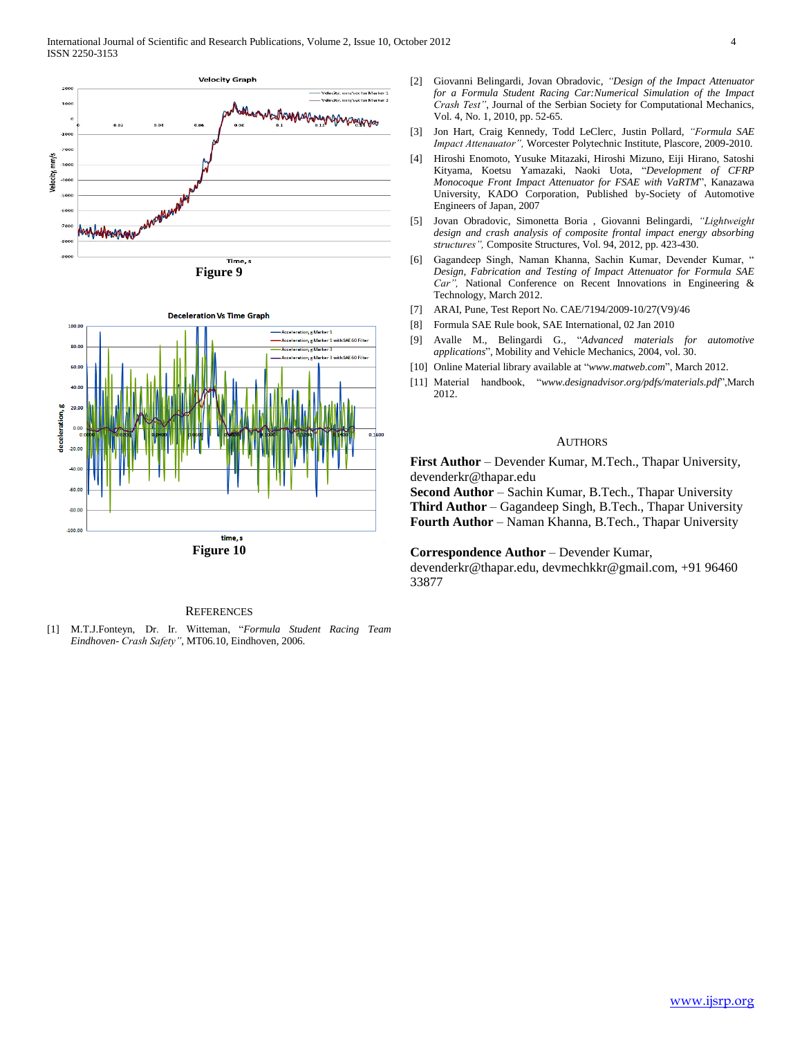Velocity Graph

Velocity, mm/sec for Marker 1
Velocity, mm/sec for Marker 2

Velocity, mm/s

Time, s

Figure 9

Deceleration Vs Time Graph

Acceleration, g Marker 1
Acceleration, g Marker 1 with SAE 60 Filter
Acceleration, g Marker 3
Acceleration, g Marker 3 with SAE 60 Filter

deceleration, g

time, s

Figure 10

## References

[1] M.T.J.Fonteyn, Dr. Ir. Witteman, "*Formula Student Racing Team Eindhoven- Crash Safety"*, MT06.10, Eindhoven, 2006.

[2] Giovanni Belingardi, Jovan Obradovic, *"Design of the Impact Attenuator for a Formula Student Racing Car:Numerical Simulation of the Impact Crash Test"*, Journal of the Serbian Society for Computational Mechanics, Vol. 4, No. 1, 2010, pp. 52-65.

[3] Jon Hart, Craig Kennedy, Todd LeClerc, Justin Pollard, *"Formula SAE Impact Attenauator",* Worcester Polytechnic Institute, Plascore, 2009-2010.

[4] Hiroshi Enomoto, Yusuke Mitazaki, Hiroshi Mizuno, Eiji Hirano, Satoshi Kityama, Koetsu Yamazaki, Naoki Uota, "*Development of CFRP Monocoque Front Impact Attenuator for FSAE with VaRTM*", Kanazawa University, KADO Corporation, Published by-Society of Automotive Engineers of Japan, 2007

[5] Jovan Obradovic, Simonetta Boria , Giovanni Belingardi, *"Lightweight design and crash analysis of composite frontal impact energy absorbing structures",* Composite Structures, Vol. 94, 2012, pp. 423-430.

[6] Gagandeep Singh, Naman Khanna, Sachin Kumar, Devender Kumar, " *Design, Fabrication and Testing of Impact Attenuator for Formula SAE Car",* National Conference on Recent Innovations in Engineering & Technology, March 2012.

[7] ARAI, Pune, Test Report No. CAE/7194/2009-10/27(V9)/46

[8] Formula SAE Rule book, SAE International, 02 Jan 2010

[9] Avalle M., Belingardi G., "*Advanced materials for automotive applications*", Mobility and Vehicle Mechanics, 2004, vol. 30.

[10] Online Material library available at "*www.matweb.com*", March 2012.

[11] Material handbook, "*www.designadvisor.org/pdfs/materials.pdf*",March 2012.

## Authors

**First Author** – Devender Kumar, M.Tech., Thapar University, devenderkr@thapar.edu

**Second Author** – Sachin Kumar, B.Tech., Thapar University

**Third Author** – Gagandeep Singh, B.Tech., Thapar University

**Fourth Author** – Naman Khanna, B.Tech., Thapar University

**Correspondence Author** – Devender Kumar, devenderkr@thapar.edu, devmechkkr@gmail.com, +91 96460 33877